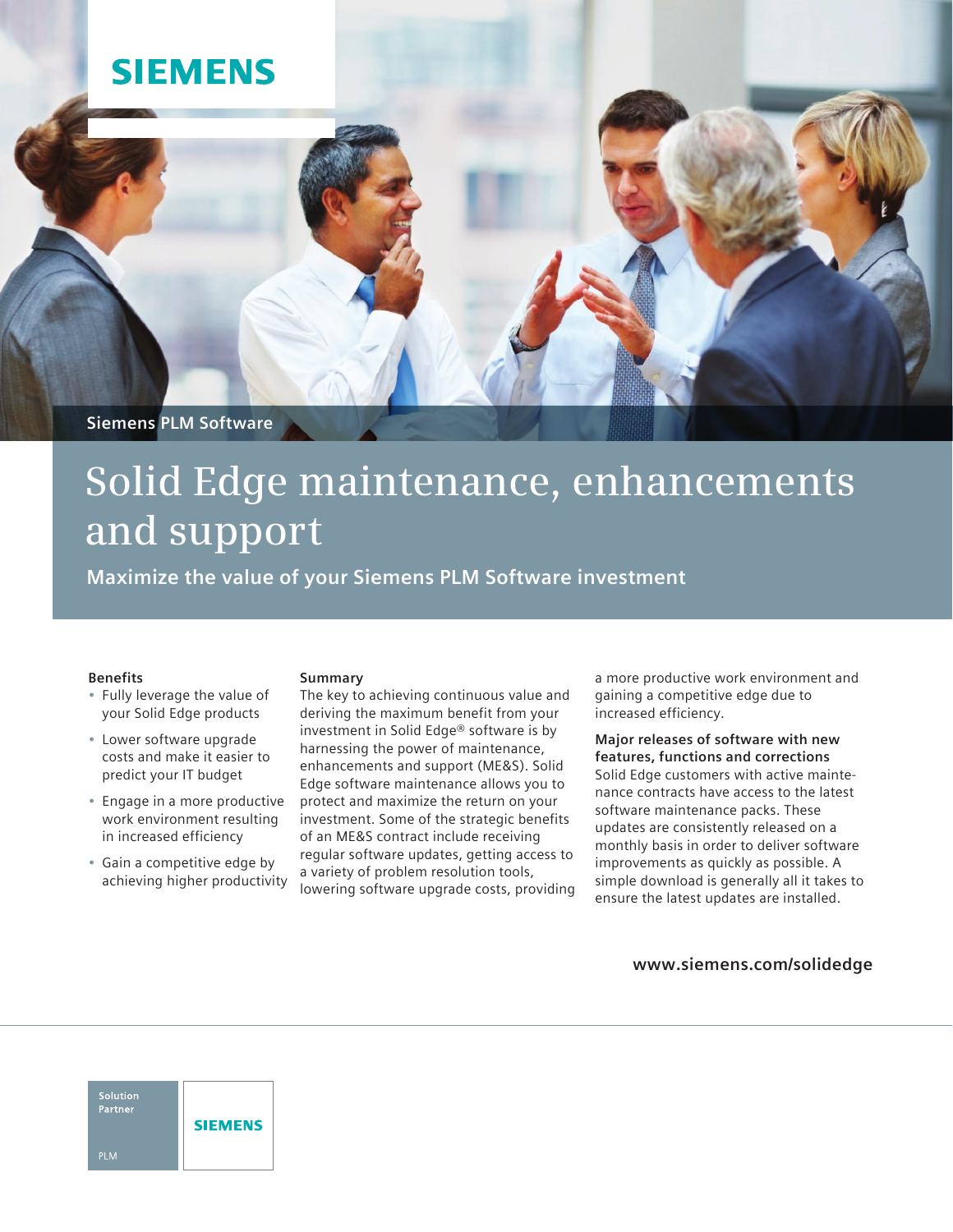SIEMENS

Siemens PLM Software

# Solid Edge maintenance, enhancements and support

**Maximize the value of your Siemens PLM Software investment**

### Benefits

- Fully leverage the value of your Solid Edge products
- Lower software upgrade costs and make it easier to predict your IT budget
- Engage in a more productive work environment resulting in increased efficiency
- Gain a competitive edge by achieving higher productivity

### Summary

The key to achieving continuous value and deriving the maximum benefit from your investment in Solid Edge® software is by harnessing the power of maintenance, enhancements and support (ME&S). Solid Edge software maintenance allows you to protect and maximize the return on your investment. Some of the strategic benefits of an ME&S contract include receiving regular software updates, getting access to a variety of problem resolution tools, lowering software upgrade costs, providing a more productive work environment and gaining a competitive edge due to increased efficiency.

### Major releases of software with new features, functions and corrections

Solid Edge customers with active maintenance contracts have access to the latest software maintenance packs. These updates are consistently released on a monthly basis in order to deliver software improvements as quickly as possible. A simple download is generally all it takes to ensure the latest updates are installed.

**www.siemens.com/solidedge**

Solution Partner

PLM

SIEMENS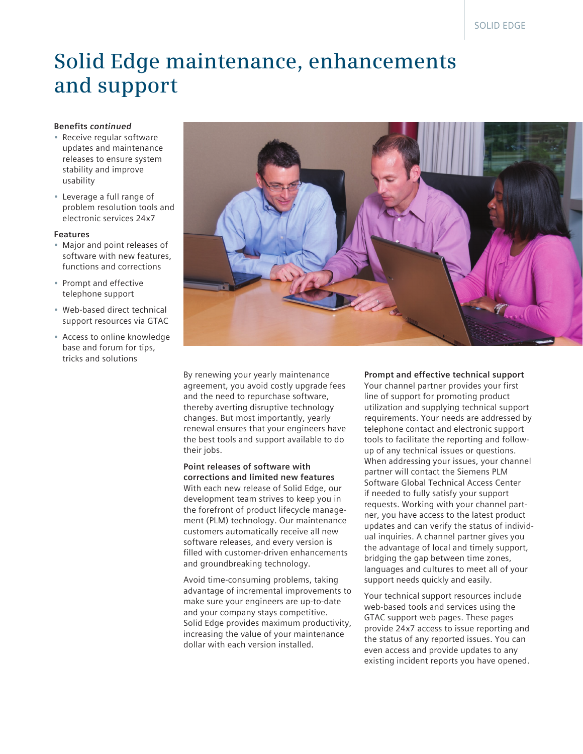# Solid Edge maintenance, enhancements and support

**Benefits** ***continued***

- Receive regular software updates and maintenance releases to ensure system stability and improve usability
- Leverage a full range of problem resolution tools and electronic services 24x7

**Features**

- Major and point releases of software with new features, functions and corrections
- Prompt and effective telephone support
- Web-based direct technical support resources via GTAC
- Access to online knowledge base and forum for tips, tricks and solutions

By renewing your yearly maintenance agreement, you avoid costly upgrade fees and the need to repurchase software, thereby averting disruptive technology changes. But most importantly, yearly renewal ensures that your engineers have the best tools and support available to do their jobs.

**Point releases of software with corrections and limited new features**

With each new release of Solid Edge, our development team strives to keep you in the forefront of product lifecycle management (PLM) technology. Our maintenance customers automatically receive all new software releases, and every version is filled with customer-driven enhancements and groundbreaking technology.

Avoid time-consuming problems, taking advantage of incremental improvements to make sure your engineers are up-to-date and your company stays competitive. Solid Edge provides maximum productivity, increasing the value of your maintenance dollar with each version installed.

**Prompt and effective technical support**

Your channel partner provides your first line of support for promoting product utilization and supplying technical support requirements. Your needs are addressed by telephone contact and electronic support tools to facilitate the reporting and follow-up of any technical issues or questions. When addressing your issues, your channel partner will contact the Siemens PLM Software Global Technical Access Center if needed to fully satisfy your support requests. Working with your channel partner, you have access to the latest product updates and can verify the status of individual inquiries. A channel partner gives you the advantage of local and timely support, bridging the gap between time zones, languages and cultures to meet all of your support needs quickly and easily.

Your technical support resources include web-based tools and services using the GTAC support web pages. These pages provide 24x7 access to issue reporting and the status of any reported issues. You can even access and provide updates to any existing incident reports you have opened.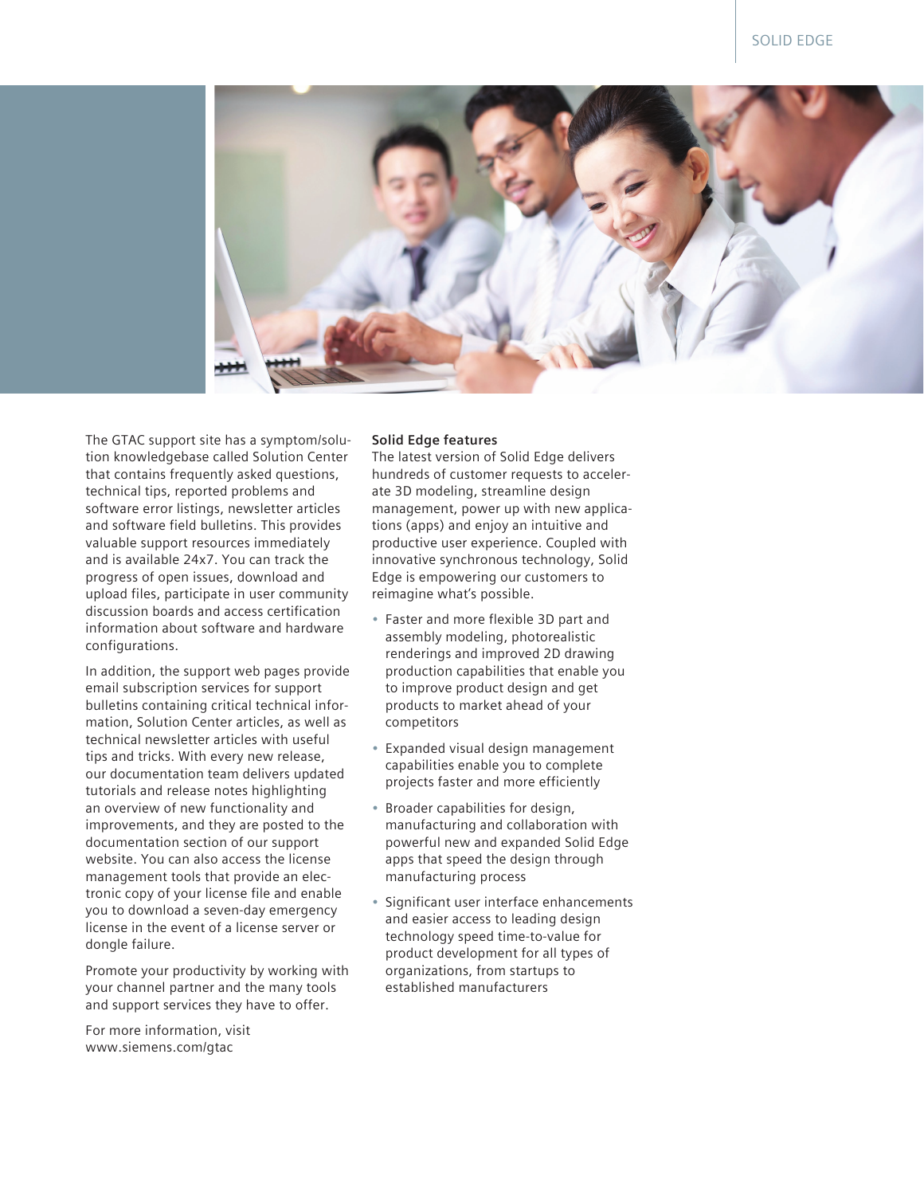The GTAC support site has a symptom/solution knowledgebase called Solution Center that contains frequently asked questions, technical tips, reported problems and software error listings, newsletter articles and software field bulletins. This provides valuable support resources immediately and is available 24x7. You can track the progress of open issues, download and upload files, participate in user community discussion boards and access certification information about software and hardware configurations.

In addition, the support web pages provide email subscription services for support bulletins containing critical technical information, Solution Center articles, as well as technical newsletter articles with useful tips and tricks. With every new release, our documentation team delivers updated tutorials and release notes highlighting an overview of new functionality and improvements, and they are posted to the documentation section of our support website. You can also access the license management tools that provide an electronic copy of your license file and enable you to download a seven-day emergency license in the event of a license server or dongle failure.

Promote your productivity by working with your channel partner and the many tools and support services they have to offer.

For more information, visit www.siemens.com/gtac

**Solid Edge features**

The latest version of Solid Edge delivers hundreds of customer requests to accelerate 3D modeling, streamline design management, power up with new applications (apps) and enjoy an intuitive and productive user experience. Coupled with innovative synchronous technology, Solid Edge is empowering our customers to reimagine what's possible.

- Faster and more flexible 3D part and assembly modeling, photorealistic renderings and improved 2D drawing production capabilities that enable you to improve product design and get products to market ahead of your competitors
- Expanded visual design management capabilities enable you to complete projects faster and more efficiently
- Broader capabilities for design, manufacturing and collaboration with powerful new and expanded Solid Edge apps that speed the design through manufacturing process
- Significant user interface enhancements and easier access to leading design technology speed time-to-value for product development for all types of organizations, from startups to established manufacturers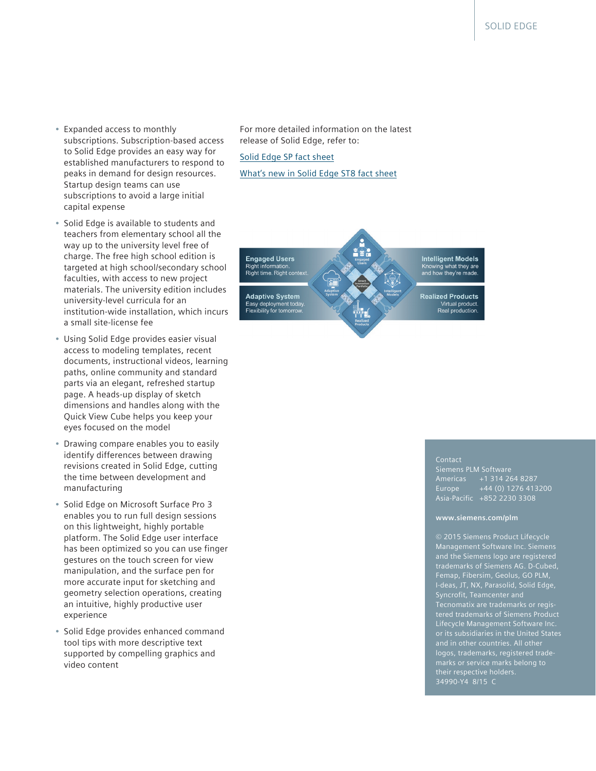- Expanded access to monthly subscriptions. Subscription-based access to Solid Edge provides an easy way for established manufacturers to respond to peaks in demand for design resources. Startup design teams can use subscriptions to avoid a large initial capital expense
- Solid Edge is available to students and teachers from elementary school all the way up to the university level free of charge. The free high school edition is targeted at high school/secondary school faculties, with access to new project materials. The university edition includes university-level curricula for an institution-wide installation, which incurs a small site-license fee
- Using Solid Edge provides easier visual access to modeling templates, recent documents, instructional videos, learning paths, online community and standard parts via an elegant, refreshed startup page. A heads-up display of sketch dimensions and handles along with the Quick View Cube helps you keep your eyes focused on the model
- Drawing compare enables you to easily identify differences between drawing revisions created in Solid Edge, cutting the time between development and manufacturing
- Solid Edge on Microsoft Surface Pro 3 enables you to run full design sessions on this lightweight, highly portable platform. The Solid Edge user interface has been optimized so you can use finger gestures on the touch screen for view manipulation, and the surface pen for more accurate input for sketching and geometry selection operations, creating an intuitive, highly productive user experience
- Solid Edge provides enhanced command tool tips with more descriptive text supported by compelling graphics and video content

For more detailed information on the latest release of Solid Edge, refer to:

Solid Edge SP fact sheet

What's new in Solid Edge ST8 fact sheet

**Engaged Users**
Right information.
Right time. Right context.

**Intelligent Models**
Knowing what they are
and how they're made.

**Adaptive System**
Easy deployment today.
Flexibility for tomorrow.

**Realized Products**
Virtual product.
Real production.

Contact
Siemens PLM Software
Americas +1 314 264 8287
Europe +44 (0) 1276 413200
Asia-Pacific +852 2230 3308

**www.siemens.com/plm**

© 2015 Siemens Product Lifecycle Management Software Inc. Siemens and the Siemens logo are registered trademarks of Siemens AG. D-Cubed, Femap, Fibersim, Geolus, GO PLM, I-deas, JT, NX, Parasolid, Solid Edge, Syncrofit, Teamcenter and Tecnomatix are trademarks or registered trademarks of Siemens Product Lifecycle Management Software Inc. or its subsidiaries in the United States and in other countries. All other logos, trademarks, registered trademarks or service marks belong to their respective holders.
34990-Y4 8/15 C